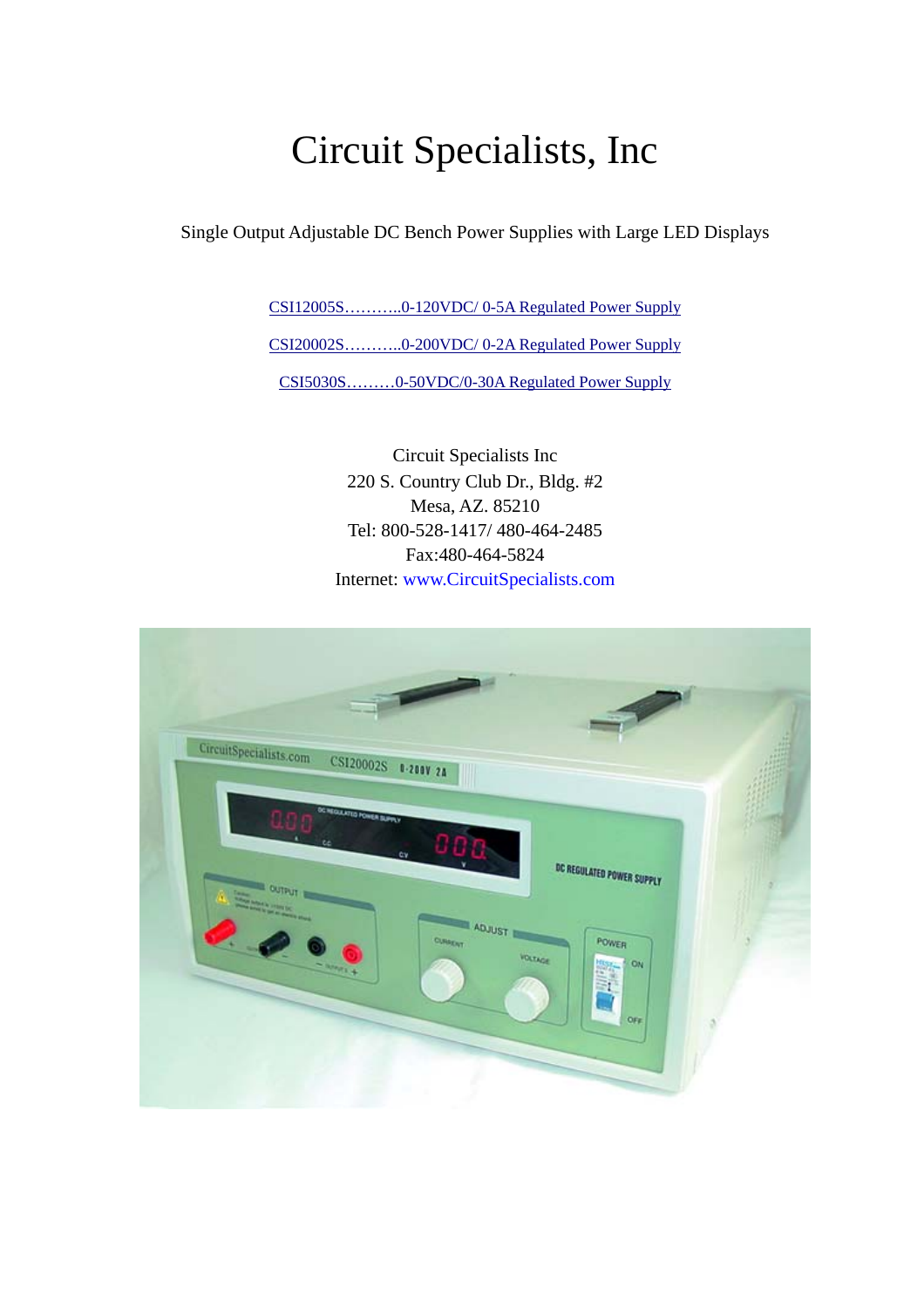# Circuit Specialists, Inc

Single Output Adjustable DC Bench Power Supplies with Large LED Displays

CSI12005S………..0-120VDC/ 0-5A Regulated Power Supply

CSI20002S………..0-200VDC/ 0-2A Regulated Power Supply

CSI5030S………0-50VDC/0-30A Regulated Power Supply

Circuit Specialists Inc
220 S. Country Club Dr., Bldg. #2
Mesa, AZ. 85210
Tel: 800-528-1417/ 480-464-2485
Fax:480-464-5824
Internet: www.CircuitSpecialists.com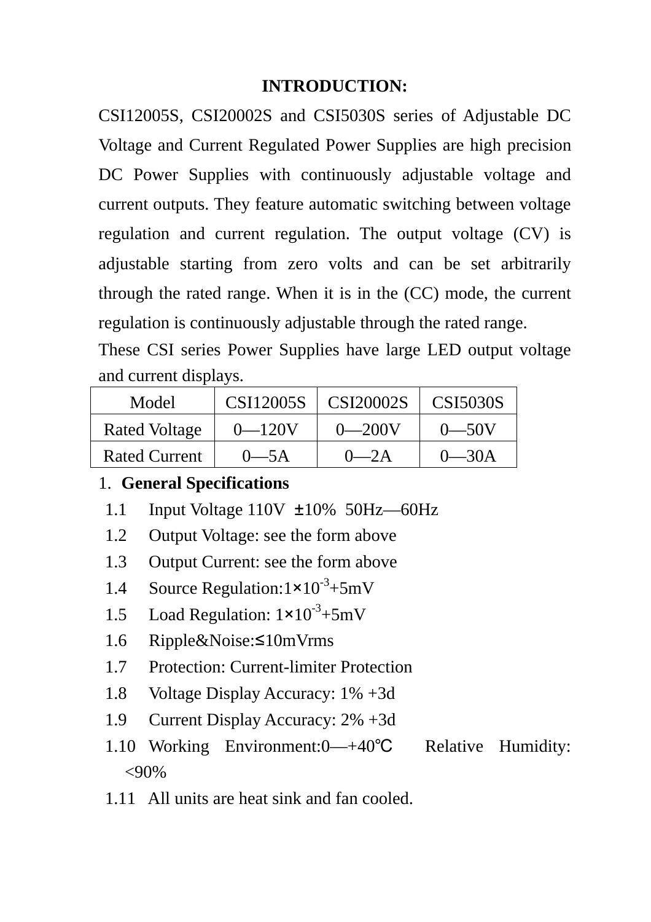# INTRODUCTION:

CSI12005S, CSI20002S and CSI5030S series of Adjustable DC Voltage and Current Regulated Power Supplies are high precision DC Power Supplies with continuously adjustable voltage and current outputs. They feature automatic switching between voltage regulation and current regulation. The output voltage (CV) is adjustable starting from zero volts and can be set arbitrarily through the rated range. When it is in the (CC) mode, the current regulation is continuously adjustable through the rated range.

These CSI series Power Supplies have large LED output voltage and current displays.

| Model | CSI12005S | CSI20002S | CSI5030S |
|---|---|---|---|
| Rated Voltage | 0—120V | 0—200V | 0—50V |
| Rated Current | 0—5A | 0—2A | 0—30A |

## 1. General Specifications

1.1 Input Voltage 110V ±10% 50Hz—60Hz

1.2 Output Voltage: see the form above

1.3 Output Current: see the form above

1.4 Source Regulation: $1\times10^{-3}$+5mV

1.5 Load Regulation: $1\times10^{-3}$+5mV

1.6 Ripple&Noise:≤10mVrms

1.7 Protection: Current-limiter Protection

1.8 Voltage Display Accuracy: 1% +3d

1.9 Current Display Accuracy: 2% +3d

1.10 Working Environment:0—+40℃ Relative Humidity: <90%

1.11 All units are heat sink and fan cooled.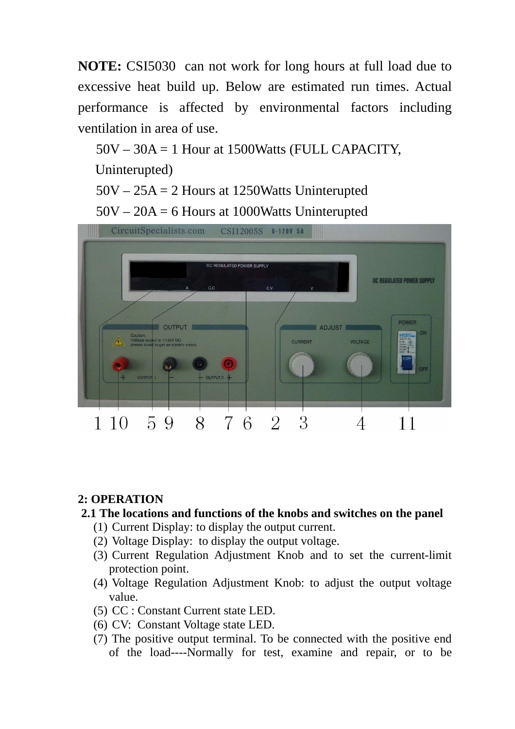**NOTE:** CSI5030 can not work for long hours at full load due to excessive heat build up. Below are estimated run times. Actual performance is affected by environmental factors including ventilation in area of use.

50V – 30A = 1 Hour at 1500Watts (FULL CAPACITY, Uninterupted)

50V – 25A = 2 Hours at 1250Watts Uninterupted

50V – 20A = 6 Hours at 1000Watts Uninterupted

**2: OPERATION**

**2.1 The locations and functions of the knobs and switches on the panel**

(1) Current Display: to display the output current.
(2) Voltage Display: to display the output voltage.
(3) Current Regulation Adjustment Knob and to set the current-limit protection point.
(4) Voltage Regulation Adjustment Knob: to adjust the output voltage value.
(5) CC : Constant Current state LED.
(6) CV: Constant Voltage state LED.
(7) The positive output terminal. To be connected with the positive end of the load----Normally for test, examine and repair, or to be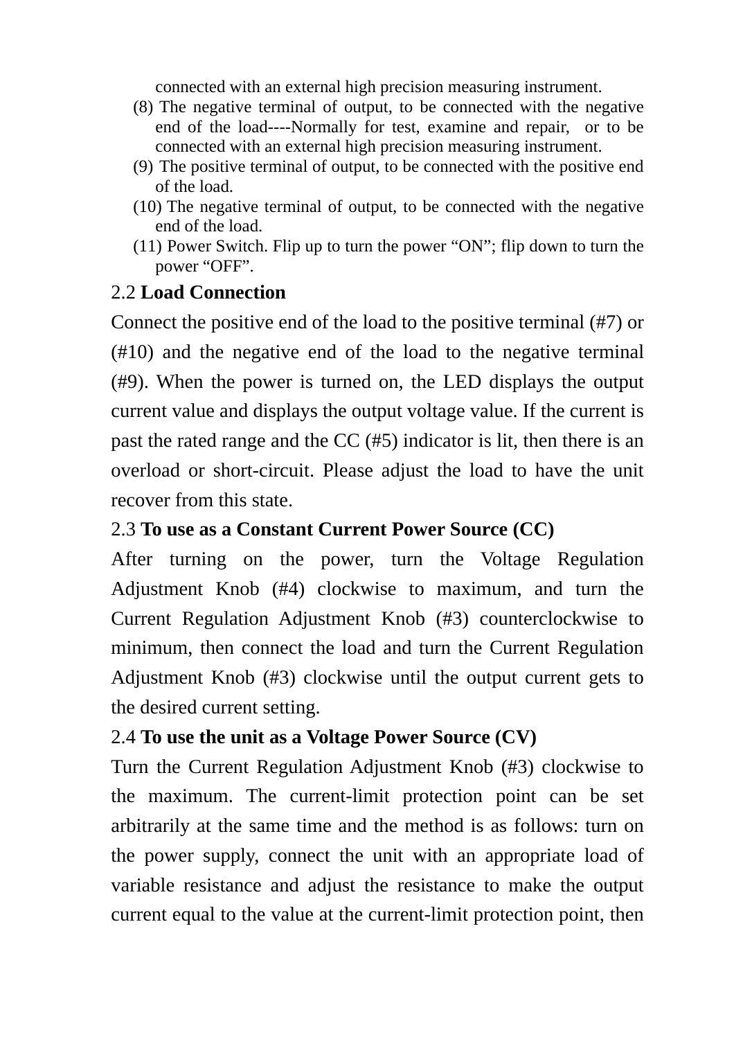connected with an external high precision measuring instrument.

(8) The negative terminal of output, to be connected with the negative end of the load----Normally for test, examine and repair, or to be connected with an external high precision measuring instrument.

(9) The positive terminal of output, to be connected with the positive end of the load.

(10) The negative terminal of output, to be connected with the negative end of the load.

(11) Power Switch. Flip up to turn the power “ON”; flip down to turn the power “OFF”.

## 2.2 **Load Connection**

Connect the positive end of the load to the positive terminal (#7) or (#10) and the negative end of the load to the negative terminal (#9). When the power is turned on, the LED displays the output current value and displays the output voltage value. If the current is past the rated range and the CC (#5) indicator is lit, then there is an overload or short-circuit. Please adjust the load to have the unit recover from this state.

## 2.3 **To use as a Constant Current Power Source (CC)**

After turning on the power, turn the Voltage Regulation Adjustment Knob (#4) clockwise to maximum, and turn the Current Regulation Adjustment Knob (#3) counterclockwise to minimum, then connect the load and turn the Current Regulation Adjustment Knob (#3) clockwise until the output current gets to the desired current setting.

## 2.4 **To use the unit as a Voltage Power Source (CV)**

Turn the Current Regulation Adjustment Knob (#3) clockwise to the maximum. The current-limit protection point can be set arbitrarily at the same time and the method is as follows: turn on the power supply, connect the unit with an appropriate load of variable resistance and adjust the resistance to make the output current equal to the value at the current-limit protection point, then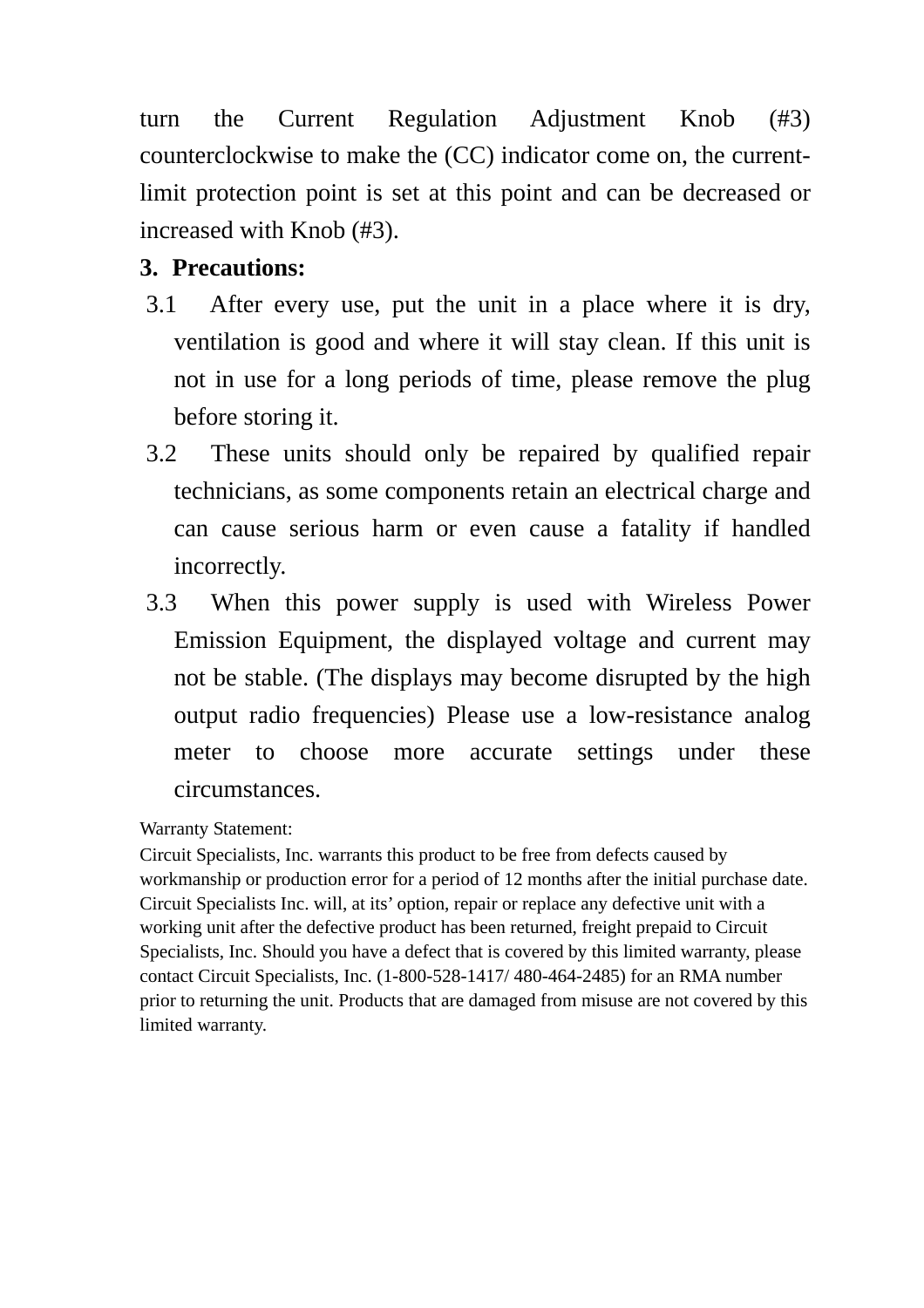turn the Current Regulation Adjustment Knob (#3) counterclockwise to make the (CC) indicator come on, the current-limit protection point is set at this point and can be decreased or increased with Knob (#3).

**3. Precautions:**

3.1 After every use, put the unit in a place where it is dry, ventilation is good and where it will stay clean. If this unit is not in use for a long periods of time, please remove the plug before storing it.

3.2 These units should only be repaired by qualified repair technicians, as some components retain an electrical charge and can cause serious harm or even cause a fatality if handled incorrectly.

3.3 When this power supply is used with Wireless Power Emission Equipment, the displayed voltage and current may not be stable. (The displays may become disrupted by the high output radio frequencies) Please use a low-resistance analog meter to choose more accurate settings under these circumstances.

Warranty Statement:

Circuit Specialists, Inc. warrants this product to be free from defects caused by workmanship or production error for a period of 12 months after the initial purchase date. Circuit Specialists Inc. will, at its' option, repair or replace any defective unit with a working unit after the defective product has been returned, freight prepaid to Circuit Specialists, Inc. Should you have a defect that is covered by this limited warranty, please contact Circuit Specialists, Inc. (1-800-528-1417/ 480-464-2485) for an RMA number prior to returning the unit. Products that are damaged from misuse are not covered by this limited warranty.